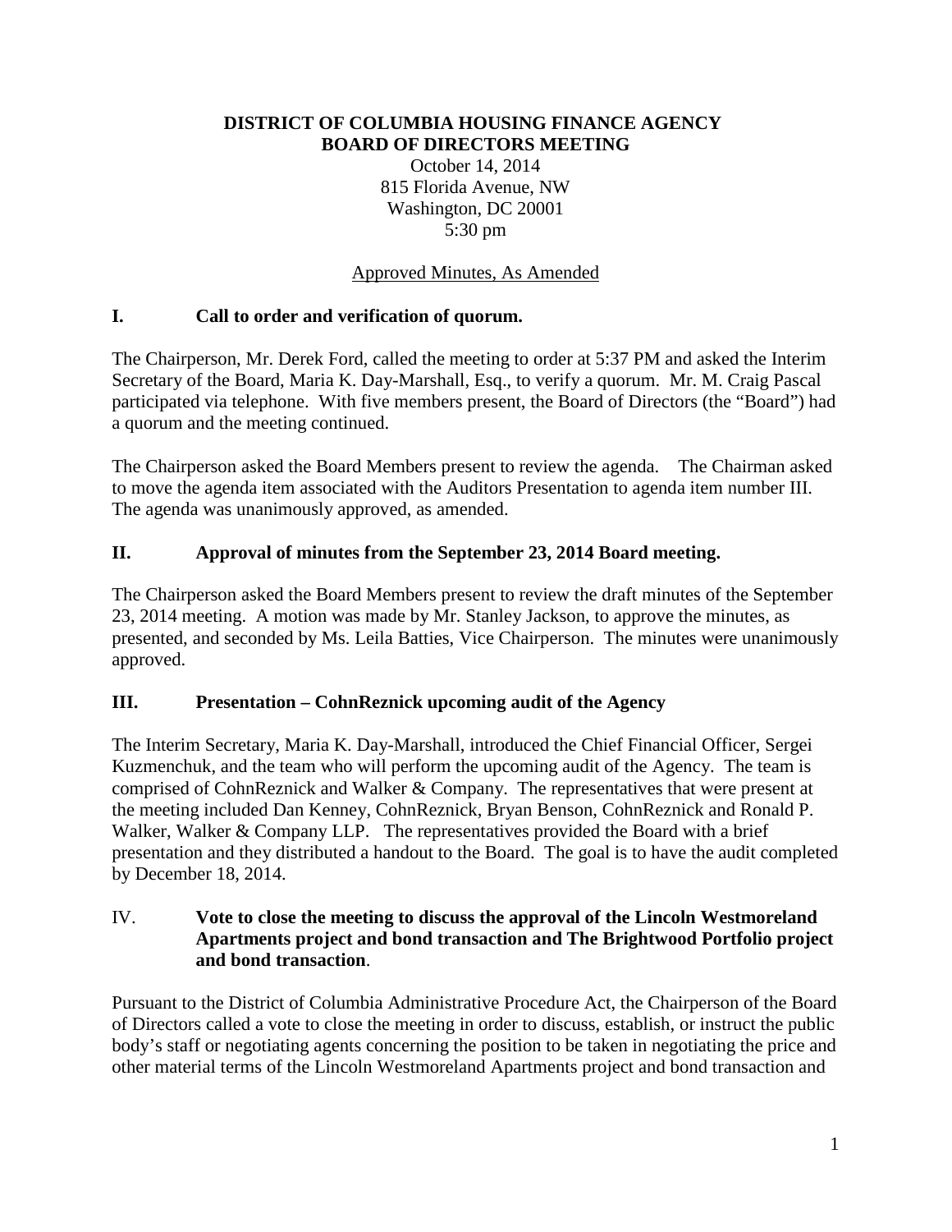**DISTRICT OF COLUMBIA HOUSING FINANCE AGENCY**
**BOARD OF DIRECTORS MEETING**

October 14, 2014
815 Florida Avenue, NW
Washington, DC 20001
5:30 pm

Approved Minutes, As Amended

## I. Call to order and verification of quorum.

The Chairperson, Mr. Derek Ford, called the meeting to order at 5:37 PM and asked the Interim Secretary of the Board, Maria K. Day-Marshall, Esq., to verify a quorum. Mr. M. Craig Pascal participated via telephone. With five members present, the Board of Directors (the "Board") had a quorum and the meeting continued.

The Chairperson asked the Board Members present to review the agenda. The Chairman asked to move the agenda item associated with the Auditors Presentation to agenda item number III. The agenda was unanimously approved, as amended.

## II. Approval of minutes from the September 23, 2014 Board meeting.

The Chairperson asked the Board Members present to review the draft minutes of the September 23, 2014 meeting. A motion was made by Mr. Stanley Jackson, to approve the minutes, as presented, and seconded by Ms. Leila Batties, Vice Chairperson. The minutes were unanimously approved.

## III. Presentation – CohnReznick upcoming audit of the Agency

The Interim Secretary, Maria K. Day-Marshall, introduced the Chief Financial Officer, Sergei Kuzmenchuk, and the team who will perform the upcoming audit of the Agency. The team is comprised of CohnReznick and Walker & Company. The representatives that were present at the meeting included Dan Kenney, CohnReznick, Bryan Benson, CohnReznick and Ronald P. Walker, Walker & Company LLP. The representatives provided the Board with a brief presentation and they distributed a handout to the Board. The goal is to have the audit completed by December 18, 2014.

## IV. Vote to close the meeting to discuss the approval of the Lincoln Westmoreland Apartments project and bond transaction and The Brightwood Portfolio project and bond transaction.

Pursuant to the District of Columbia Administrative Procedure Act, the Chairperson of the Board of Directors called a vote to close the meeting in order to discuss, establish, or instruct the public body's staff or negotiating agents concerning the position to be taken in negotiating the price and other material terms of the Lincoln Westmoreland Apartments project and bond transaction and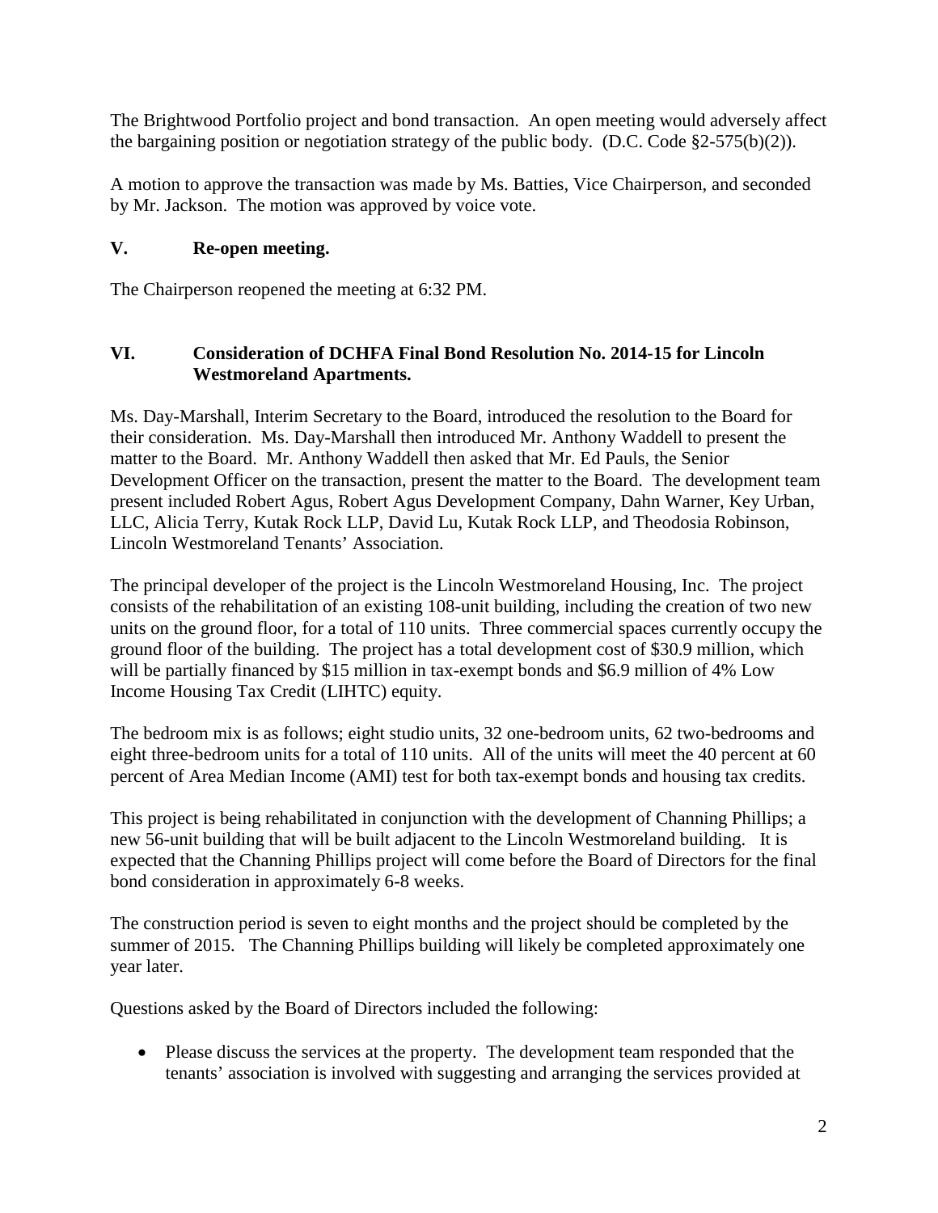The Brightwood Portfolio project and bond transaction. An open meeting would adversely affect the bargaining position or negotiation strategy of the public body. (D.C. Code §2-575(b)(2)).

A motion to approve the transaction was made by Ms. Batties, Vice Chairperson, and seconded by Mr. Jackson. The motion was approved by voice vote.

## V. Re-open meeting.

The Chairperson reopened the meeting at 6:32 PM.

## VI. Consideration of DCHFA Final Bond Resolution No. 2014-15 for Lincoln Westmoreland Apartments.

Ms. Day-Marshall, Interim Secretary to the Board, introduced the resolution to the Board for their consideration. Ms. Day-Marshall then introduced Mr. Anthony Waddell to present the matter to the Board. Mr. Anthony Waddell then asked that Mr. Ed Pauls, the Senior Development Officer on the transaction, present the matter to the Board. The development team present included Robert Agus, Robert Agus Development Company, Dahn Warner, Key Urban, LLC, Alicia Terry, Kutak Rock LLP, David Lu, Kutak Rock LLP, and Theodosia Robinson, Lincoln Westmoreland Tenants' Association.

The principal developer of the project is the Lincoln Westmoreland Housing, Inc. The project consists of the rehabilitation of an existing 108-unit building, including the creation of two new units on the ground floor, for a total of 110 units. Three commercial spaces currently occupy the ground floor of the building. The project has a total development cost of $30.9 million, which will be partially financed by $15 million in tax-exempt bonds and $6.9 million of 4% Low Income Housing Tax Credit (LIHTC) equity.

The bedroom mix is as follows; eight studio units, 32 one-bedroom units, 62 two-bedrooms and eight three-bedroom units for a total of 110 units. All of the units will meet the 40 percent at 60 percent of Area Median Income (AMI) test for both tax-exempt bonds and housing tax credits.

This project is being rehabilitated in conjunction with the development of Channing Phillips; a new 56-unit building that will be built adjacent to the Lincoln Westmoreland building. It is expected that the Channing Phillips project will come before the Board of Directors for the final bond consideration in approximately 6-8 weeks.

The construction period is seven to eight months and the project should be completed by the summer of 2015. The Channing Phillips building will likely be completed approximately one year later.

Questions asked by the Board of Directors included the following:

- Please discuss the services at the property. The development team responded that the tenants' association is involved with suggesting and arranging the services provided at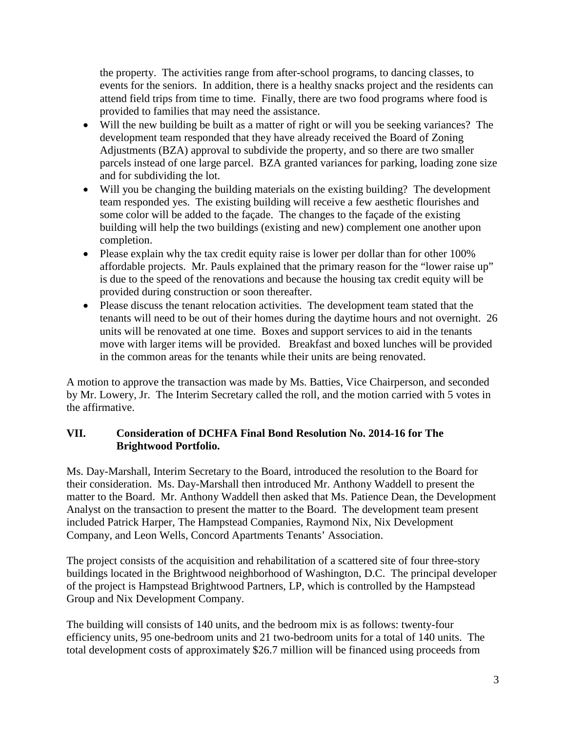the property. The activities range from after-school programs, to dancing classes, to events for the seniors. In addition, there is a healthy snacks project and the residents can attend field trips from time to time. Finally, there are two food programs where food is provided to families that may need the assistance.

- Will the new building be built as a matter of right or will you be seeking variances? The development team responded that they have already received the Board of Zoning Adjustments (BZA) approval to subdivide the property, and so there are two smaller parcels instead of one large parcel. BZA granted variances for parking, loading zone size and for subdividing the lot.
- Will you be changing the building materials on the existing building? The development team responded yes. The existing building will receive a few aesthetic flourishes and some color will be added to the façade. The changes to the façade of the existing building will help the two buildings (existing and new) complement one another upon completion.
- Please explain why the tax credit equity raise is lower per dollar than for other 100% affordable projects. Mr. Pauls explained that the primary reason for the "lower raise up" is due to the speed of the renovations and because the housing tax credit equity will be provided during construction or soon thereafter.
- Please discuss the tenant relocation activities. The development team stated that the tenants will need to be out of their homes during the daytime hours and not overnight. 26 units will be renovated at one time. Boxes and support services to aid in the tenants move with larger items will be provided. Breakfast and boxed lunches will be provided in the common areas for the tenants while their units are being renovated.

A motion to approve the transaction was made by Ms. Batties, Vice Chairperson, and seconded by Mr. Lowery, Jr. The Interim Secretary called the roll, and the motion carried with 5 votes in the affirmative.

## VII. Consideration of DCHFA Final Bond Resolution No. 2014-16 for The Brightwood Portfolio.

Ms. Day-Marshall, Interim Secretary to the Board, introduced the resolution to the Board for their consideration. Ms. Day-Marshall then introduced Mr. Anthony Waddell to present the matter to the Board. Mr. Anthony Waddell then asked that Ms. Patience Dean, the Development Analyst on the transaction to present the matter to the Board. The development team present included Patrick Harper, The Hampstead Companies, Raymond Nix, Nix Development Company, and Leon Wells, Concord Apartments Tenants' Association.

The project consists of the acquisition and rehabilitation of a scattered site of four three-story buildings located in the Brightwood neighborhood of Washington, D.C. The principal developer of the project is Hampstead Brightwood Partners, LP, which is controlled by the Hampstead Group and Nix Development Company.

The building will consists of 140 units, and the bedroom mix is as follows: twenty-four efficiency units, 95 one-bedroom units and 21 two-bedroom units for a total of 140 units. The total development costs of approximately \$26.7 million will be financed using proceeds from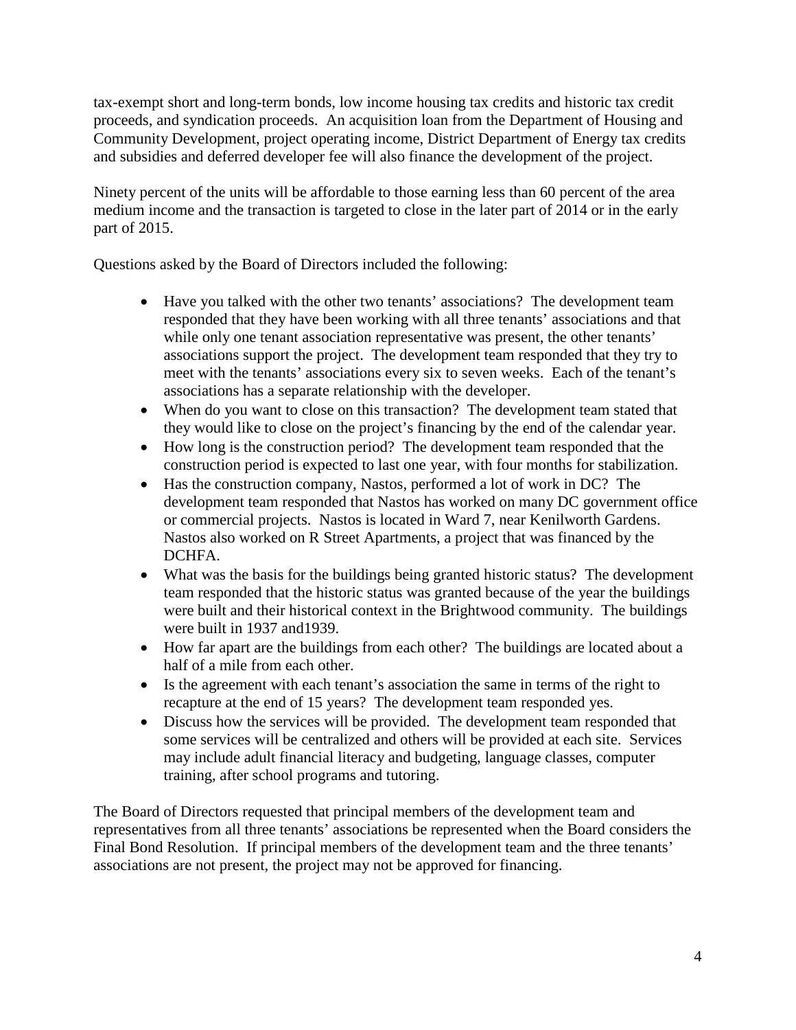tax-exempt short and long-term bonds, low income housing tax credits and historic tax credit proceeds, and syndication proceeds. An acquisition loan from the Department of Housing and Community Development, project operating income, District Department of Energy tax credits and subsidies and deferred developer fee will also finance the development of the project.

Ninety percent of the units will be affordable to those earning less than 60 percent of the area medium income and the transaction is targeted to close in the later part of 2014 or in the early part of 2015.

Questions asked by the Board of Directors included the following:

- Have you talked with the other two tenants' associations? The development team responded that they have been working with all three tenants' associations and that while only one tenant association representative was present, the other tenants' associations support the project. The development team responded that they try to meet with the tenants' associations every six to seven weeks. Each of the tenant's associations has a separate relationship with the developer.
- When do you want to close on this transaction? The development team stated that they would like to close on the project's financing by the end of the calendar year.
- How long is the construction period? The development team responded that the construction period is expected to last one year, with four months for stabilization.
- Has the construction company, Nastos, performed a lot of work in DC? The development team responded that Nastos has worked on many DC government office or commercial projects. Nastos is located in Ward 7, near Kenilworth Gardens. Nastos also worked on R Street Apartments, a project that was financed by the DCHFA.
- What was the basis for the buildings being granted historic status? The development team responded that the historic status was granted because of the year the buildings were built and their historical context in the Brightwood community. The buildings were built in 1937 and1939.
- How far apart are the buildings from each other? The buildings are located about a half of a mile from each other.
- Is the agreement with each tenant's association the same in terms of the right to recapture at the end of 15 years? The development team responded yes.
- Discuss how the services will be provided. The development team responded that some services will be centralized and others will be provided at each site. Services may include adult financial literacy and budgeting, language classes, computer training, after school programs and tutoring.

The Board of Directors requested that principal members of the development team and representatives from all three tenants' associations be represented when the Board considers the Final Bond Resolution. If principal members of the development team and the three tenants' associations are not present, the project may not be approved for financing.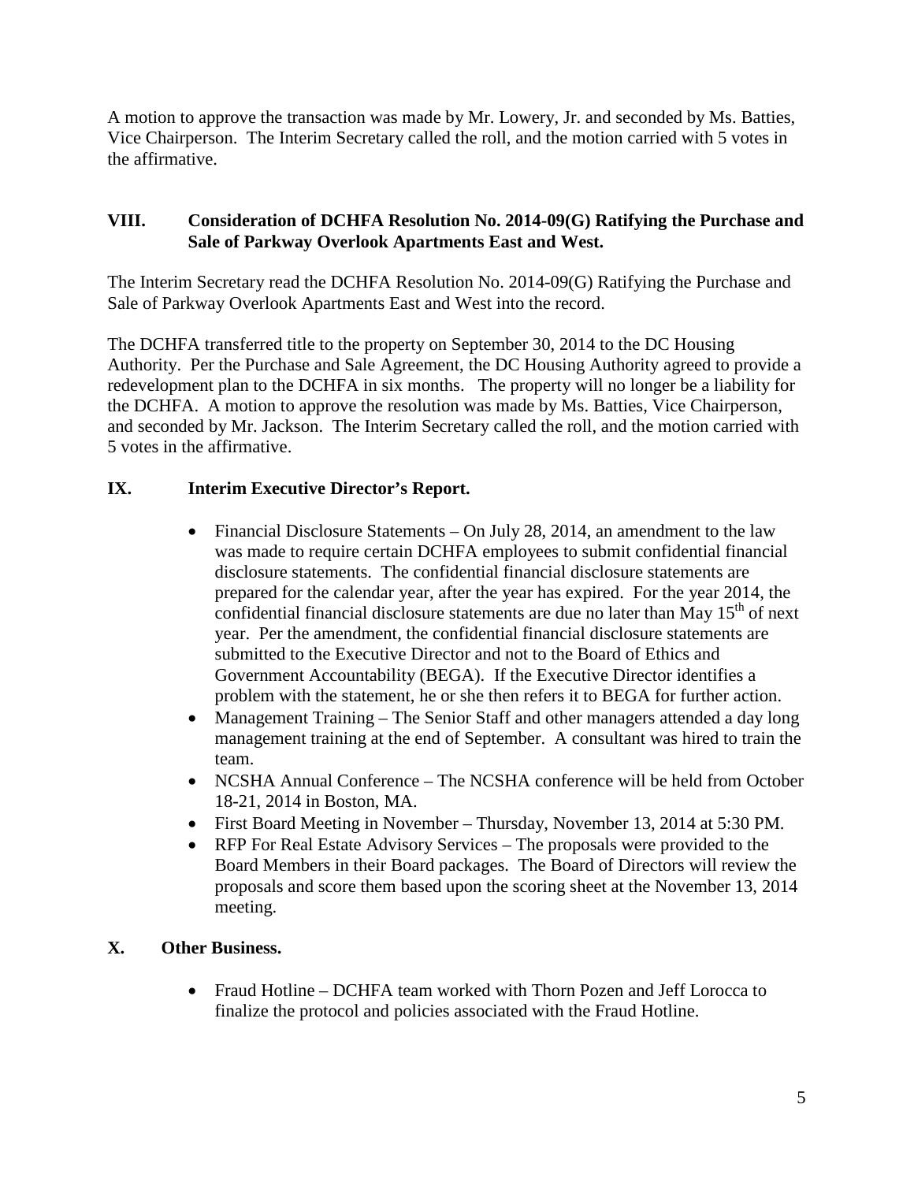A motion to approve the transaction was made by Mr. Lowery, Jr. and seconded by Ms. Batties, Vice Chairperson. The Interim Secretary called the roll, and the motion carried with 5 votes in the affirmative.

## VIII. Consideration of DCHFA Resolution No. 2014-09(G) Ratifying the Purchase and Sale of Parkway Overlook Apartments East and West.

The Interim Secretary read the DCHFA Resolution No. 2014-09(G) Ratifying the Purchase and Sale of Parkway Overlook Apartments East and West into the record.

The DCHFA transferred title to the property on September 30, 2014 to the DC Housing Authority. Per the Purchase and Sale Agreement, the DC Housing Authority agreed to provide a redevelopment plan to the DCHFA in six months. The property will no longer be a liability for the DCHFA. A motion to approve the resolution was made by Ms. Batties, Vice Chairperson, and seconded by Mr. Jackson. The Interim Secretary called the roll, and the motion carried with 5 votes in the affirmative.

## IX. Interim Executive Director's Report.

- Financial Disclosure Statements – On July 28, 2014, an amendment to the law was made to require certain DCHFA employees to submit confidential financial disclosure statements. The confidential financial disclosure statements are prepared for the calendar year, after the year has expired. For the year 2014, the confidential financial disclosure statements are due no later than May 15th of next year. Per the amendment, the confidential financial disclosure statements are submitted to the Executive Director and not to the Board of Ethics and Government Accountability (BEGA). If the Executive Director identifies a problem with the statement, he or she then refers it to BEGA for further action.
- Management Training – The Senior Staff and other managers attended a day long management training at the end of September. A consultant was hired to train the team.
- NCSHA Annual Conference – The NCSHA conference will be held from October 18-21, 2014 in Boston, MA.
- First Board Meeting in November – Thursday, November 13, 2014 at 5:30 PM.
- RFP For Real Estate Advisory Services – The proposals were provided to the Board Members in their Board packages. The Board of Directors will review the proposals and score them based upon the scoring sheet at the November 13, 2014 meeting.

## X. Other Business.

- Fraud Hotline – DCHFA team worked with Thorn Pozen and Jeff Lorocca to finalize the protocol and policies associated with the Fraud Hotline.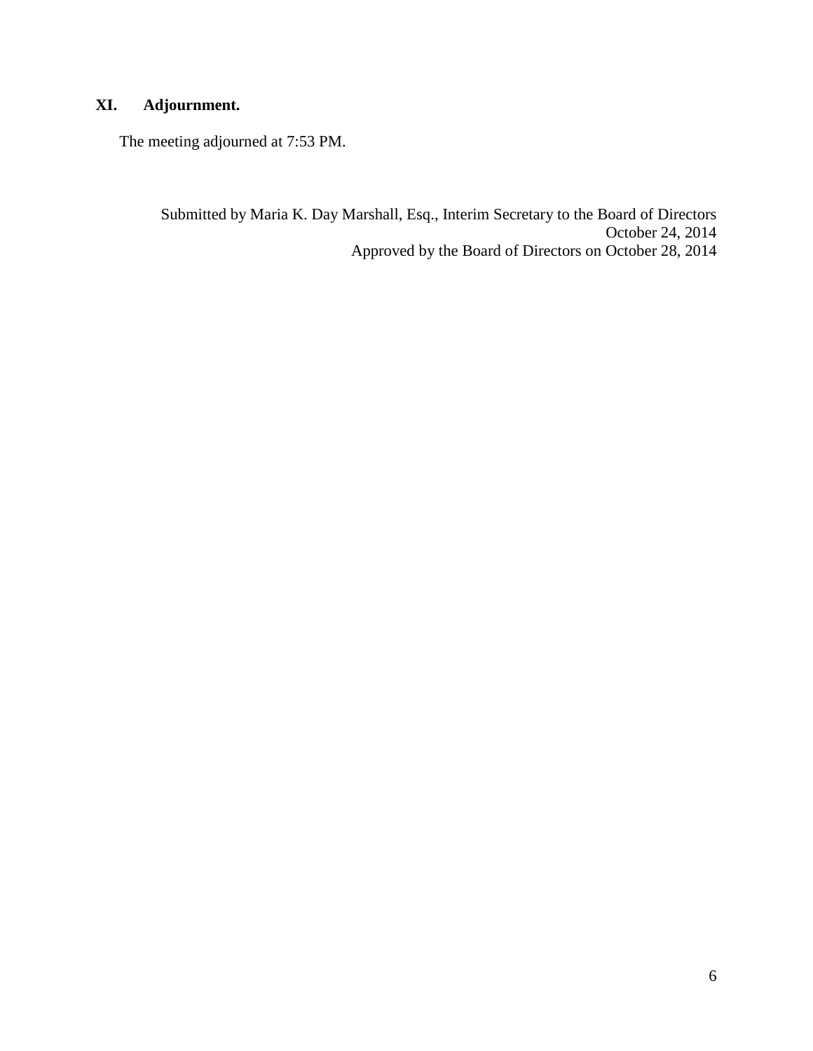## XI. Adjournment.

The meeting adjourned at 7:53 PM.

Submitted by Maria K. Day Marshall, Esq., Interim Secretary to the Board of Directors
October 24, 2014
Approved by the Board of Directors on October 28, 2014